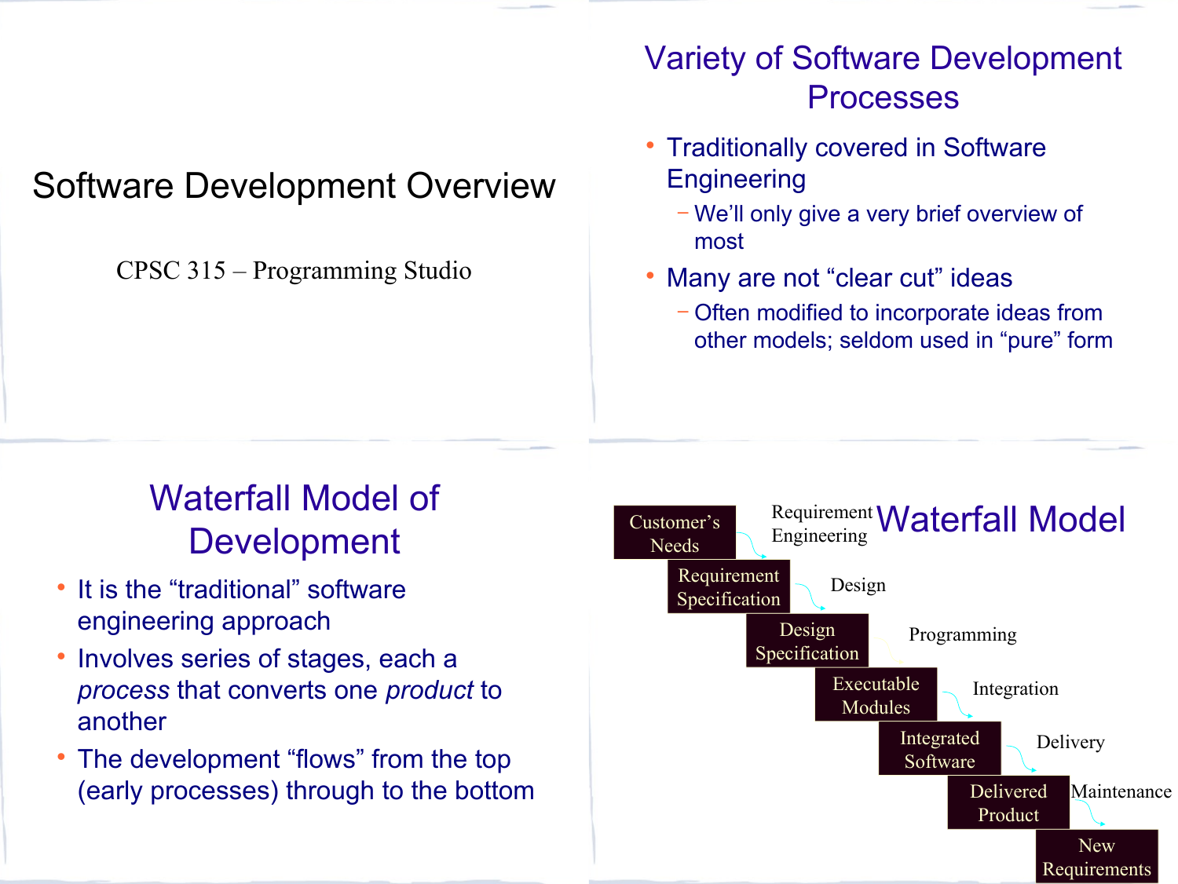# Software Development Overview

CPSC 315 – Programming Studio

## Variety of Software Development Processes

- Traditionally covered in Software Engineering
  - We'll only give a very brief overview of most
- Many are not "clear cut" ideas
  - Often modified to incorporate ideas from other models; seldom used in "pure" form

## Waterfall Model of Development

- It is the "traditional" software engineering approach
- Involves series of stages, each a *process* that converts one *product* to another
- The development "flows" from the top (early processes) through to the bottom

## Waterfall Model

- Customer's Needs
  - Requirement Engineering
- Requirement Specification
  - Design
- Design Specification
  - Programming
- Executable Modules
  - Integration
- Integrated Software
  - Delivery
- Delivered Product
  - Maintenance
- New Requirements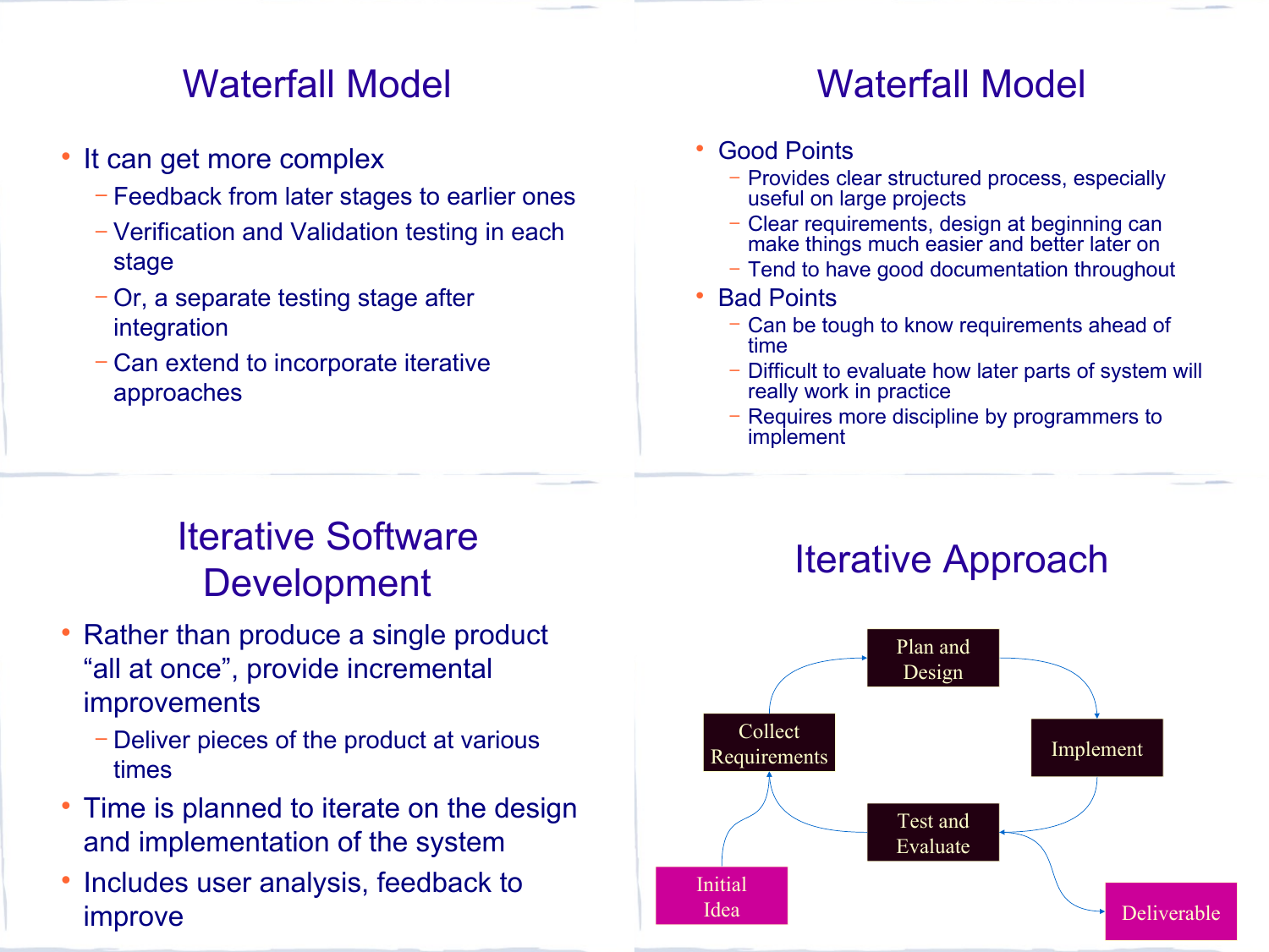## Waterfall Model

- It can get more complex
  - Feedback from later stages to earlier ones
  - Verification and Validation testing in each stage
  - Or, a separate testing stage after integration
  - Can extend to incorporate iterative approaches

## Waterfall Model

- Good Points
  - Provides clear structured process, especially useful on large projects
  - Clear requirements, design at beginning can make things much easier and better later on
  - Tend to have good documentation throughout
- Bad Points
  - Can be tough to know requirements ahead of time
  - Difficult to evaluate how later parts of system will really work in practice
  - Requires more discipline by programmers to implement

## Iterative Software Development

- Rather than produce a single product "all at once", provide incremental improvements
  - Deliver pieces of the product at various times
- Time is planned to iterate on the design and implementation of the system
- Includes user analysis, feedback to improve

## Iterative Approach

Initial Idea → Collect Requirements → Plan and Design → Implement → Test and Evaluate → Collect Requirements

Test and Evaluate ↔ Deliverable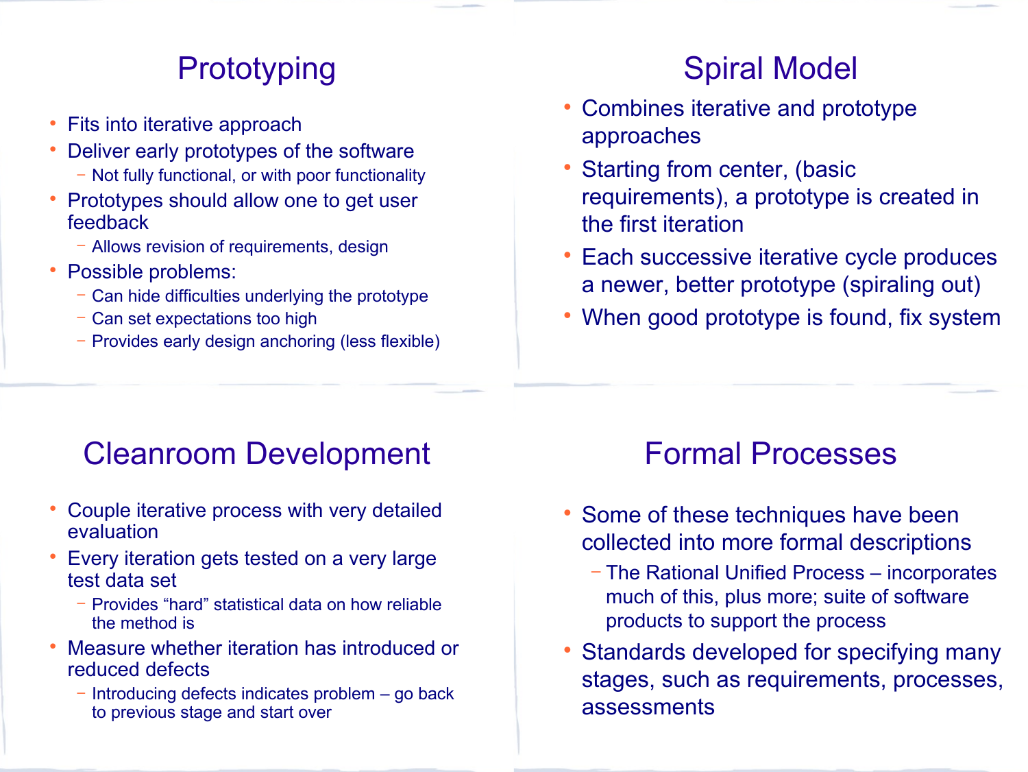## Prototyping

- Fits into iterative approach
- Deliver early prototypes of the software
  - Not fully functional, or with poor functionality
- Prototypes should allow one to get user feedback
  - Allows revision of requirements, design
- Possible problems:
  - Can hide difficulties underlying the prototype
  - Can set expectations too high
  - Provides early design anchoring (less flexible)

## Spiral Model

- Combines iterative and prototype approaches
- Starting from center, (basic requirements), a prototype is created in the first iteration
- Each successive iterative cycle produces a newer, better prototype (spiraling out)
- When good prototype is found, fix system

## Cleanroom Development

- Couple iterative process with very detailed evaluation
- Every iteration gets tested on a very large test data set
  - Provides "hard" statistical data on how reliable the method is
- Measure whether iteration has introduced or reduced defects
  - Introducing defects indicates problem – go back to previous stage and start over

## Formal Processes

- Some of these techniques have been collected into more formal descriptions
  - The Rational Unified Process – incorporates much of this, plus more; suite of software products to support the process
- Standards developed for specifying many stages, such as requirements, processes, assessments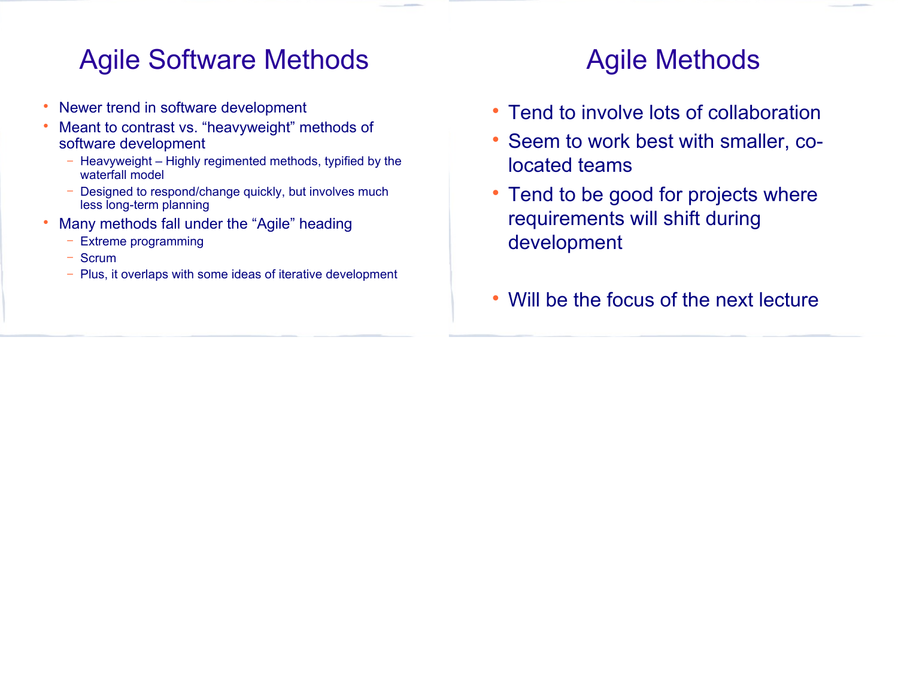## Agile Software Methods

- Newer trend in software development
- Meant to contrast vs. “heavyweight” methods of software development
  - Heavyweight – Highly regimented methods, typified by the waterfall model
  - Designed to respond/change quickly, but involves much less long-term planning
- Many methods fall under the “Agile” heading
  - Extreme programming
  - Scrum
  - Plus, it overlaps with some ideas of iterative development

## Agile Methods

- Tend to involve lots of collaboration
- Seem to work best with smaller, co-located teams
- Tend to be good for projects where requirements will shift during development
- Will be the focus of the next lecture